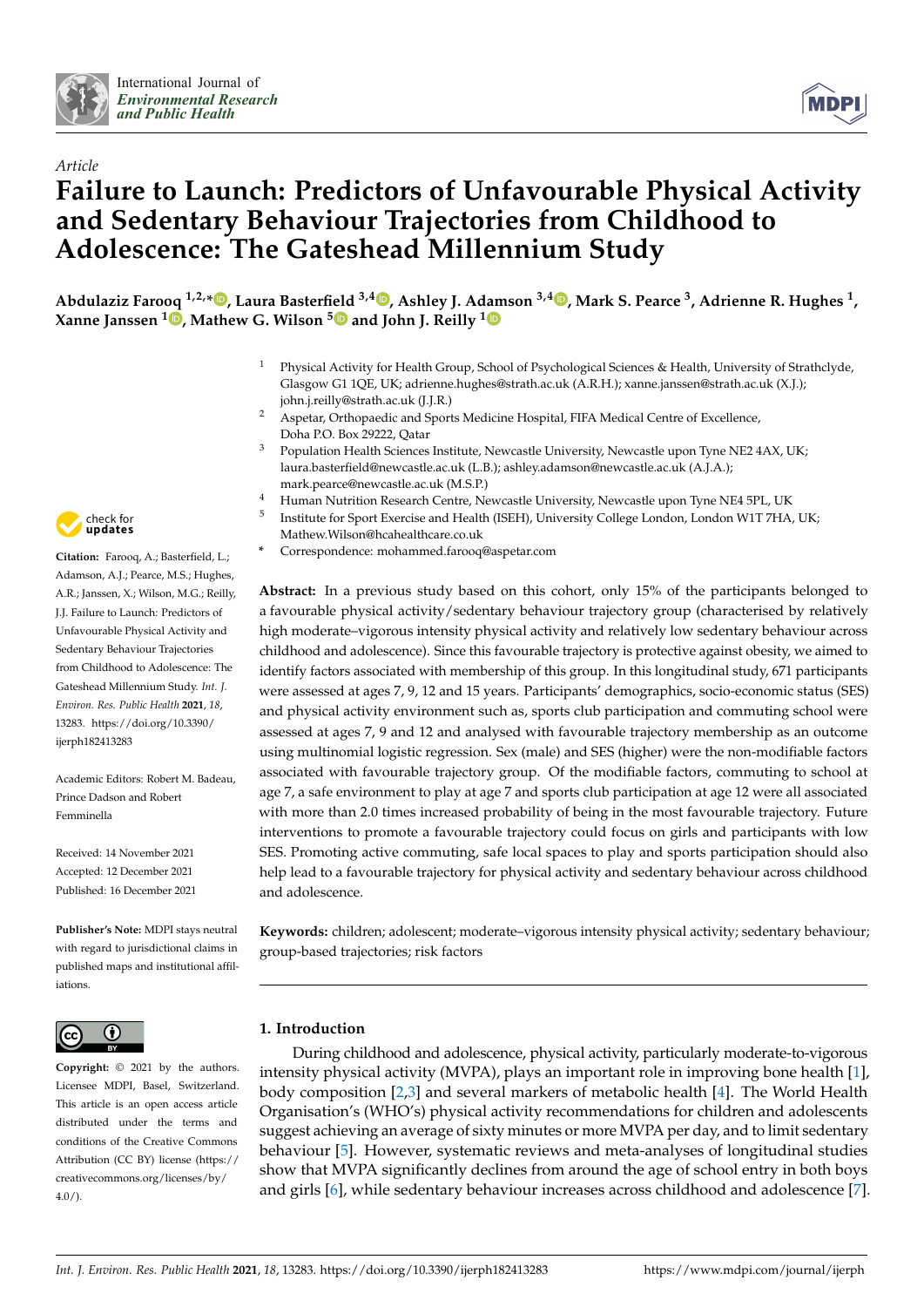*Article*

# Failure to Launch: Predictors of Unfavourable Physical Activity and Sedentary Behaviour Trajectories from Childhood to Adolescence: The Gateshead Millennium Study

**Abdulaziz Farooq [1,2,*], Laura Basterfield [3,4], Ashley J. Adamson [3,4], Mark S. Pearce [3], Adrienne R. Hughes [1], Xanne Janssen [1], Mathew G. Wilson [5] and John J. Reilly [1]**

1 Physical Activity for Health Group, School of Psychological Sciences & Health, University of Strathclyde, Glasgow G1 1QE, UK; adrienne.hughes@strath.ac.uk (A.R.H.); xanne.janssen@strath.ac.uk (X.J.); john.j.reilly@strath.ac.uk (J.J.R.)

2 Aspetar, Orthopaedic and Sports Medicine Hospital, FIFA Medical Centre of Excellence, Doha P.O. Box 29222, Qatar

3 Population Health Sciences Institute, Newcastle University, Newcastle upon Tyne NE2 4AX, UK; laura.basterfield@newcastle.ac.uk (L.B.); ashley.adamson@newcastle.ac.uk (A.J.A.); mark.pearce@newcastle.ac.uk (M.S.P.)

4 Human Nutrition Research Centre, Newcastle University, Newcastle upon Tyne NE4 5PL, UK

5 Institute for Sport Exercise and Health (ISEH), University College London, London W1T 7HA, UK; Mathew.Wilson@hcahealthcare.co.uk

\* Correspondence: mohammed.farooq@aspetar.com

**Citation:** Farooq, A.; Basterfield, L.; Adamson, A.J.; Pearce, M.S.; Hughes, A.R.; Janssen, X.; Wilson, M.G.; Reilly, J.J. Failure to Launch: Predictors of Unfavourable Physical Activity and Sedentary Behaviour Trajectories from Childhood to Adolescence: The Gateshead Millennium Study. *Int. J. Environ. Res. Public Health* **2021**, *18*, 13283. https://doi.org/10.3390/ijerph182413283

Academic Editors: Robert M. Badeau, Prince Dadson and Robert Femminella

Received: 14 November 2021
Accepted: 12 December 2021
Published: 16 December 2021

**Publisher's Note:** MDPI stays neutral with regard to jurisdictional claims in published maps and institutional affiliations.

**Copyright:** © 2021 by the authors. Licensee MDPI, Basel, Switzerland. This article is an open access article distributed under the terms and conditions of the Creative Commons Attribution (CC BY) license (https://creativecommons.org/licenses/by/4.0/).

**Abstract:** In a previous study based on this cohort, only 15% of the participants belonged to a favourable physical activity/sedentary behaviour trajectory group (characterised by relatively high moderate–vigorous intensity physical activity and relatively low sedentary behaviour across childhood and adolescence). Since this favourable trajectory is protective against obesity, we aimed to identify factors associated with membership of this group. In this longitudinal study, 671 participants were assessed at ages 7, 9, 12 and 15 years. Participants' demographics, socio-economic status (SES) and physical activity environment such as, sports club participation and commuting school were assessed at ages 7, 9 and 12 and analysed with favourable trajectory membership as an outcome using multinomial logistic regression. Sex (male) and SES (higher) were the non-modifiable factors associated with favourable trajectory group. Of the modifiable factors, commuting to school at age 7, a safe environment to play at age 7 and sports club participation at age 12 were all associated with more than 2.0 times increased probability of being in the most favourable trajectory. Future interventions to promote a favourable trajectory could focus on girls and participants with low SES. Promoting active commuting, safe local spaces to play and sports participation should also help lead to a favourable trajectory for physical activity and sedentary behaviour across childhood and adolescence.

**Keywords:** children; adolescent; moderate–vigorous intensity physical activity; sedentary behaviour; group-based trajectories; risk factors

## 1. Introduction

During childhood and adolescence, physical activity, particularly moderate-to-vigorous intensity physical activity (MVPA), plays an important role in improving bone health [1], body composition [2,3] and several markers of metabolic health [4]. The World Health Organisation's (WHO's) physical activity recommendations for children and adolescents suggest achieving an average of sixty minutes or more MVPA per day, and to limit sedentary behaviour [5]. However, systematic reviews and meta-analyses of longitudinal studies show that MVPA significantly declines from around the age of school entry in both boys and girls [6], while sedentary behaviour increases across childhood and adolescence [7].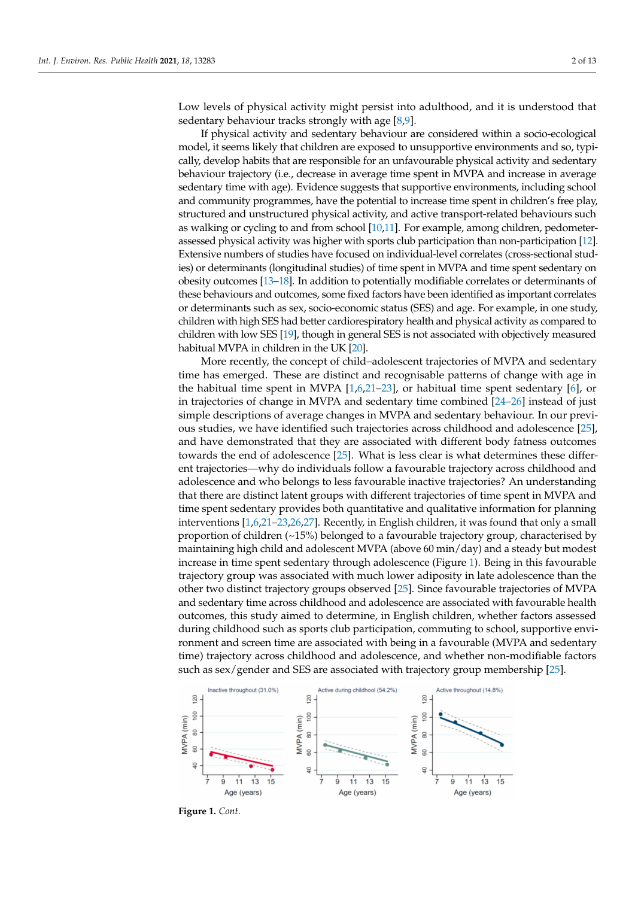Low levels of physical activity might persist into adulthood, and it is understood that sedentary behaviour tracks strongly with age [8,9].

If physical activity and sedentary behaviour are considered within a socio-ecological model, it seems likely that children are exposed to unsupportive environments and so, typically, develop habits that are responsible for an unfavourable physical activity and sedentary behaviour trajectory (i.e., decrease in average time spent in MVPA and increase in average sedentary time with age). Evidence suggests that supportive environments, including school and community programmes, have the potential to increase time spent in children's free play, structured and unstructured physical activity, and active transport-related behaviours such as walking or cycling to and from school [10,11]. For example, among children, pedometer-assessed physical activity was higher with sports club participation than non-participation [12]. Extensive numbers of studies have focused on individual-level correlates (cross-sectional studies) or determinants (longitudinal studies) of time spent in MVPA and time spent sedentary on obesity outcomes [13–18]. In addition to potentially modifiable correlates or determinants of these behaviours and outcomes, some fixed factors have been identified as important correlates or determinants such as sex, socio-economic status (SES) and age. For example, in one study, children with high SES had better cardiorespiratory health and physical activity as compared to children with low SES [19], though in general SES is not associated with objectively measured habitual MVPA in children in the UK [20].

More recently, the concept of child–adolescent trajectories of MVPA and sedentary time has emerged. These are distinct and recognisable patterns of change with age in the habitual time spent in MVPA [1,6,21–23], or habitual time spent sedentary [6], or in trajectories of change in MVPA and sedentary time combined [24–26] instead of just simple descriptions of average changes in MVPA and sedentary behaviour. In our previous studies, we have identified such trajectories across childhood and adolescence [25], and have demonstrated that they are associated with different body fatness outcomes towards the end of adolescence [25]. What is less clear is what determines these different trajectories—why do individuals follow a favourable trajectory across childhood and adolescence and who belongs to less favourable inactive trajectories? An understanding that there are distinct latent groups with different trajectories of time spent in MVPA and time spent sedentary provides both quantitative and qualitative information for planning interventions [1,6,21–23,26,27]. Recently, in English children, it was found that only a small proportion of children (~15%) belonged to a favourable trajectory group, characterised by maintaining high child and adolescent MVPA (above 60 min/day) and a steady but modest increase in time spent sedentary through adolescence (Figure 1). Being in this favourable trajectory group was associated with much lower adiposity in late adolescence than the other two distinct trajectory groups observed [25]. Since favourable trajectories of MVPA and sedentary time across childhood and adolescence are associated with favourable health outcomes, this study aimed to determine, in English children, whether factors assessed during childhood such as sports club participation, commuting to school, supportive environment and screen time are associated with being in a favourable (MVPA and sedentary time) trajectory across childhood and adolescence, and whether non-modifiable factors such as sex/gender and SES are associated with trajectory group membership [25].

**Figure 1.** *Cont.*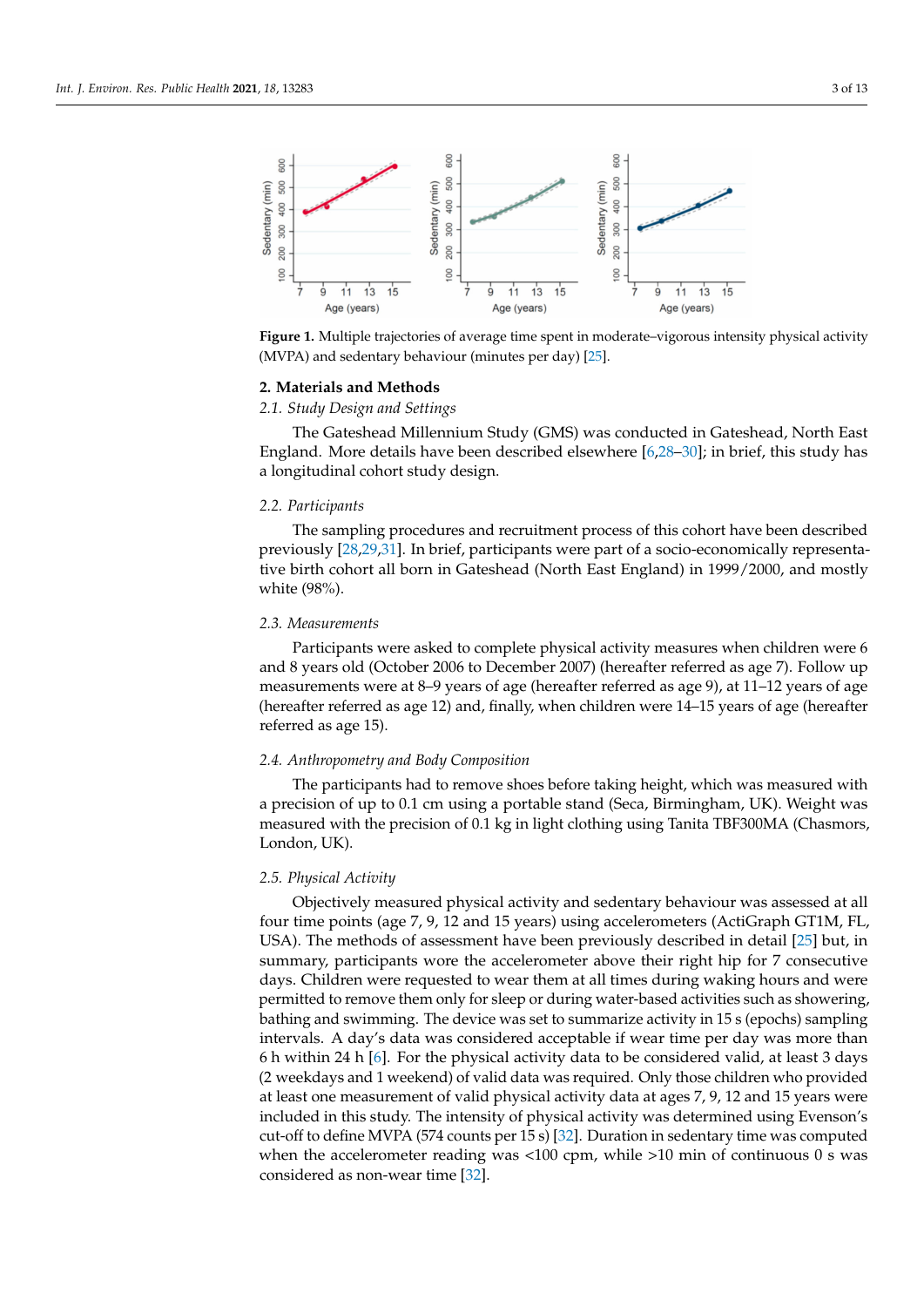**Figure 1.** Multiple trajectories of average time spent in moderate–vigorous intensity physical activity (MVPA) and sedentary behaviour (minutes per day) [25].

## 2. Materials and Methods

### 2.1. Study Design and Settings

The Gateshead Millennium Study (GMS) was conducted in Gateshead, North East England. More details have been described elsewhere [6,28–30]; in brief, this study has a longitudinal cohort study design.

### 2.2. Participants

The sampling procedures and recruitment process of this cohort have been described previously [28,29,31]. In brief, participants were part of a socio-economically representative birth cohort all born in Gateshead (North East England) in 1999/2000, and mostly white (98%).

### 2.3. Measurements

Participants were asked to complete physical activity measures when children were 6 and 8 years old (October 2006 to December 2007) (hereafter referred as age 7). Follow up measurements were at 8–9 years of age (hereafter referred as age 9), at 11–12 years of age (hereafter referred as age 12) and, finally, when children were 14–15 years of age (hereafter referred as age 15).

### 2.4. Anthropometry and Body Composition

The participants had to remove shoes before taking height, which was measured with a precision of up to 0.1 cm using a portable stand (Seca, Birmingham, UK). Weight was measured with the precision of 0.1 kg in light clothing using Tanita TBF300MA (Chasmors, London, UK).

### 2.5. Physical Activity

Objectively measured physical activity and sedentary behaviour was assessed at all four time points (age 7, 9, 12 and 15 years) using accelerometers (ActiGraph GT1M, FL, USA). The methods of assessment have been previously described in detail [25] but, in summary, participants wore the accelerometer above their right hip for 7 consecutive days. Children were requested to wear them at all times during waking hours and were permitted to remove them only for sleep or during water-based activities such as showering, bathing and swimming. The device was set to summarize activity in 15 s (epochs) sampling intervals. A day's data was considered acceptable if wear time per day was more than 6 h within 24 h [6]. For the physical activity data to be considered valid, at least 3 days (2 weekdays and 1 weekend) of valid data was required. Only those children who provided at least one measurement of valid physical activity data at ages 7, 9, 12 and 15 years were included in this study. The intensity of physical activity was determined using Evenson's cut-off to define MVPA (574 counts per 15 s) [32]. Duration in sedentary time was computed when the accelerometer reading was <100 cpm, while >10 min of continuous 0 s was considered as non-wear time [32].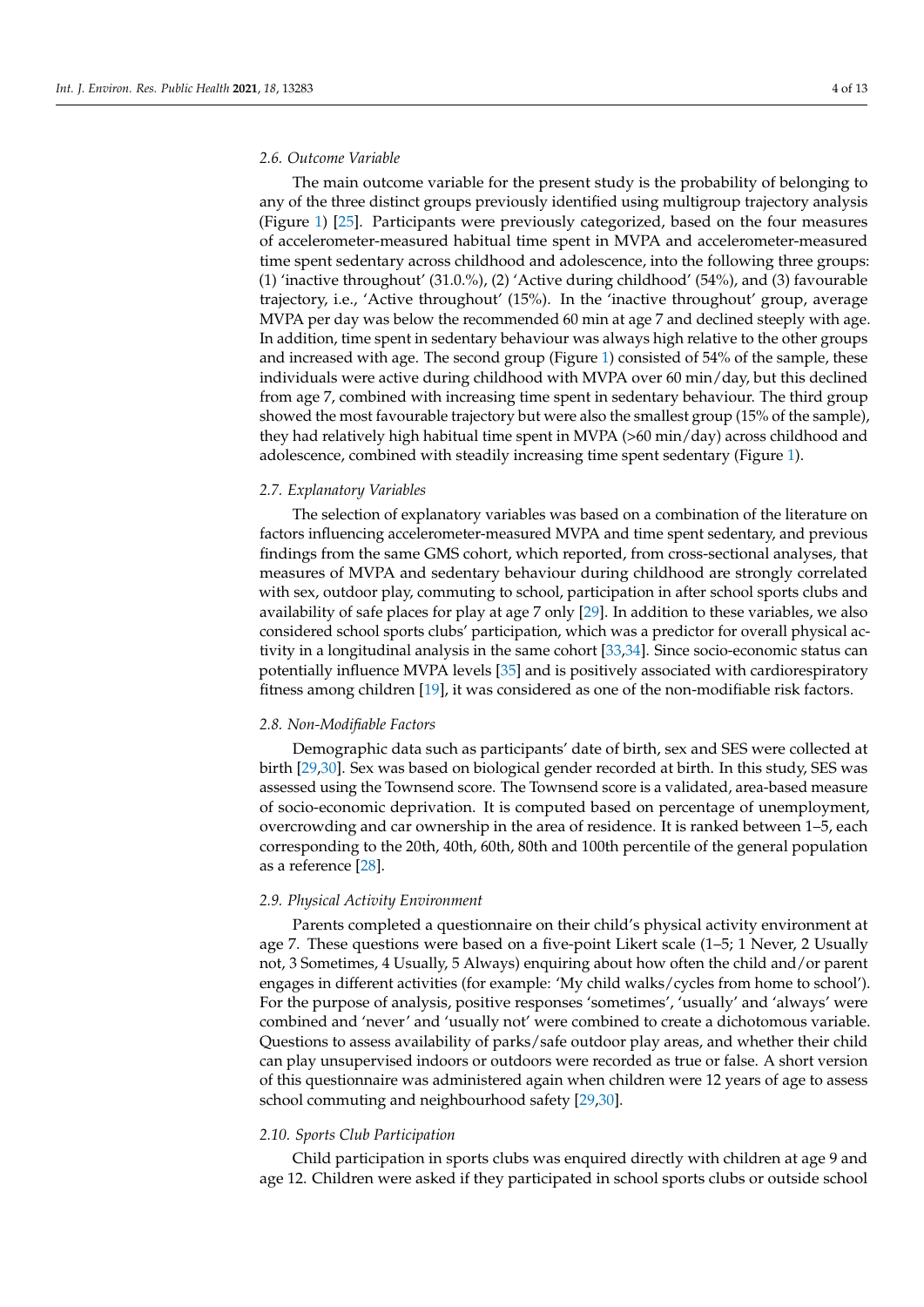### 2.6. Outcome Variable

The main outcome variable for the present study is the probability of belonging to any of the three distinct groups previously identified using multigroup trajectory analysis (Figure 1) [25]. Participants were previously categorized, based on the four measures of accelerometer-measured habitual time spent in MVPA and accelerometer-measured time spent sedentary across childhood and adolescence, into the following three groups: (1) 'inactive throughout' (31.0.%), (2) 'Active during childhood' (54%), and (3) favourable trajectory, i.e., 'Active throughout' (15%). In the 'inactive throughout' group, average MVPA per day was below the recommended 60 min at age 7 and declined steeply with age. In addition, time spent in sedentary behaviour was always high relative to the other groups and increased with age. The second group (Figure 1) consisted of 54% of the sample, these individuals were active during childhood with MVPA over 60 min/day, but this declined from age 7, combined with increasing time spent in sedentary behaviour. The third group showed the most favourable trajectory but were also the smallest group (15% of the sample), they had relatively high habitual time spent in MVPA (>60 min/day) across childhood and adolescence, combined with steadily increasing time spent sedentary (Figure 1).

### 2.7. Explanatory Variables

The selection of explanatory variables was based on a combination of the literature on factors influencing accelerometer-measured MVPA and time spent sedentary, and previous findings from the same GMS cohort, which reported, from cross-sectional analyses, that measures of MVPA and sedentary behaviour during childhood are strongly correlated with sex, outdoor play, commuting to school, participation in after school sports clubs and availability of safe places for play at age 7 only [29]. In addition to these variables, we also considered school sports clubs' participation, which was a predictor for overall physical activity in a longitudinal analysis in the same cohort [33,34]. Since socio-economic status can potentially influence MVPA levels [35] and is positively associated with cardiorespiratory fitness among children [19], it was considered as one of the non-modifiable risk factors.

### 2.8. Non-Modifiable Factors

Demographic data such as participants' date of birth, sex and SES were collected at birth [29,30]. Sex was based on biological gender recorded at birth. In this study, SES was assessed using the Townsend score. The Townsend score is a validated, area-based measure of socio-economic deprivation. It is computed based on percentage of unemployment, overcrowding and car ownership in the area of residence. It is ranked between 1–5, each corresponding to the 20th, 40th, 60th, 80th and 100th percentile of the general population as a reference [28].

### 2.9. Physical Activity Environment

Parents completed a questionnaire on their child's physical activity environment at age 7. These questions were based on a five-point Likert scale (1–5; 1 Never, 2 Usually not, 3 Sometimes, 4 Usually, 5 Always) enquiring about how often the child and/or parent engages in different activities (for example: 'My child walks/cycles from home to school'). For the purpose of analysis, positive responses 'sometimes', 'usually' and 'always' were combined and 'never' and 'usually not' were combined to create a dichotomous variable. Questions to assess availability of parks/safe outdoor play areas, and whether their child can play unsupervised indoors or outdoors were recorded as true or false. A short version of this questionnaire was administered again when children were 12 years of age to assess school commuting and neighbourhood safety [29,30].

### 2.10. Sports Club Participation

Child participation in sports clubs was enquired directly with children at age 9 and age 12. Children were asked if they participated in school sports clubs or outside school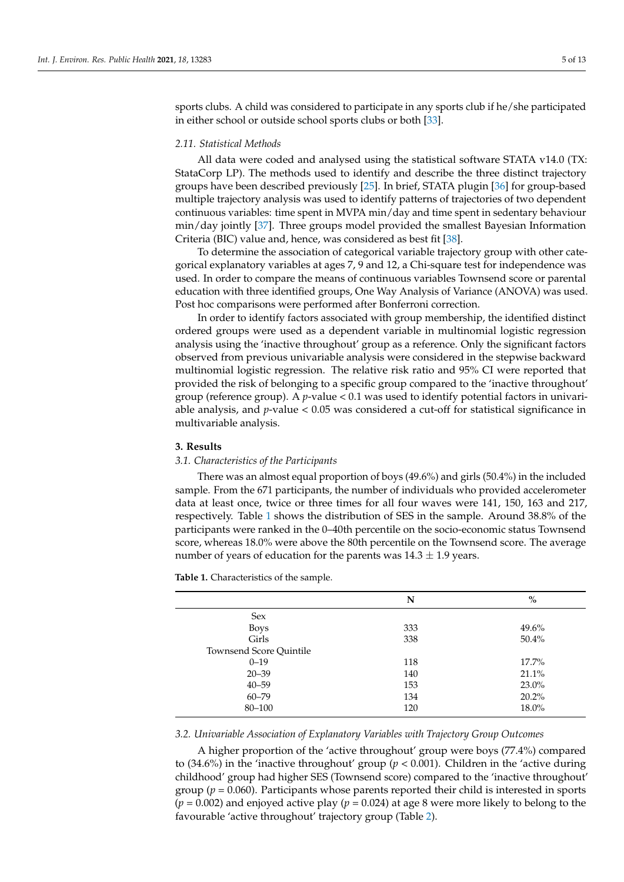sports clubs. A child was considered to participate in any sports club if he/she participated in either school or outside school sports clubs or both [33].

### 2.11. Statistical Methods

All data were coded and analysed using the statistical software STATA v14.0 (TX: StataCorp LP). The methods used to identify and describe the three distinct trajectory groups have been described previously [25]. In brief, STATA plugin [36] for group-based multiple trajectory analysis was used to identify patterns of trajectories of two dependent continuous variables: time spent in MVPA min/day and time spent in sedentary behaviour min/day jointly [37]. Three groups model provided the smallest Bayesian Information Criteria (BIC) value and, hence, was considered as best fit [38].

To determine the association of categorical variable trajectory group with other categorical explanatory variables at ages 7, 9 and 12, a Chi-square test for independence was used. In order to compare the means of continuous variables Townsend score or parental education with three identified groups, One Way Analysis of Variance (ANOVA) was used. Post hoc comparisons were performed after Bonferroni correction.

In order to identify factors associated with group membership, the identified distinct ordered groups were used as a dependent variable in multinomial logistic regression analysis using the 'inactive throughout' group as a reference. Only the significant factors observed from previous univariable analysis were considered in the stepwise backward multinomial logistic regression. The relative risk ratio and 95% CI were reported that provided the risk of belonging to a specific group compared to the 'inactive throughout' group (reference group). A $p$-value < 0.1 was used to identify potential factors in univariable analysis, and $p$-value < 0.05 was considered a cut-off for statistical significance in multivariable analysis.

## 3. Results

### 3.1. Characteristics of the Participants

There was an almost equal proportion of boys (49.6%) and girls (50.4%) in the included sample. From the 671 participants, the number of individuals who provided accelerometer data at least once, twice or three times for all four waves were 141, 150, 163 and 217, respectively. Table 1 shows the distribution of SES in the sample. Around 38.8% of the participants were ranked in the 0–40th percentile on the socio-economic status Townsend score, whereas 18.0% were above the 80th percentile on the Townsend score. The average number of years of education for the parents was $14.3 \pm 1.9$ years.

**Table 1.** Characteristics of the sample.

| | N | % |
|---|---|---|
| Sex | | |
| Boys | 333 | 49.6% |
| Girls | 338 | 50.4% |
| Townsend Score Quintile | | |
| 0–19 | 118 | 17.7% |
| 20–39 | 140 | 21.1% |
| 40–59 | 153 | 23.0% |
| 60–79 | 134 | 20.2% |
| 80–100 | 120 | 18.0% |

### 3.2. Univariable Association of Explanatory Variables with Trajectory Group Outcomes

A higher proportion of the 'active throughout' group were boys (77.4%) compared to (34.6%) in the 'inactive throughout' group ($p < 0.001$). Children in the 'active during childhood' group had higher SES (Townsend score) compared to the 'inactive throughout' group ($p = 0.060$). Participants whose parents reported their child is interested in sports ($p = 0.002$) and enjoyed active play ($p = 0.024$) at age 8 were more likely to belong to the favourable 'active throughout' trajectory group (Table 2).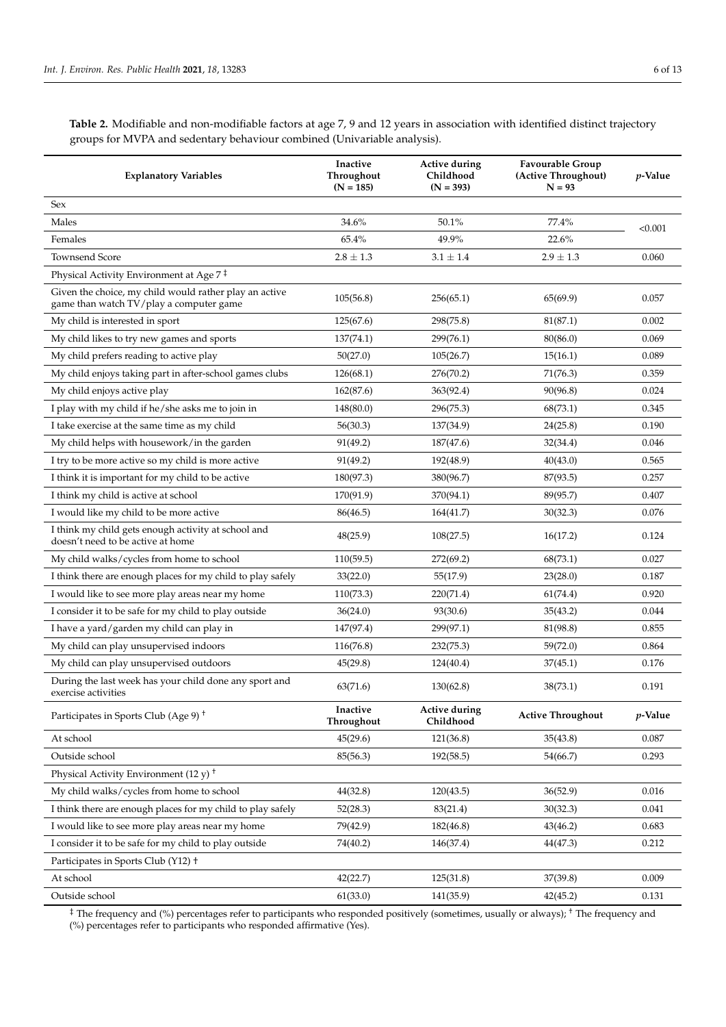**Table 2.** Modifiable and non-modifiable factors at age 7, 9 and 12 years in association with identified distinct trajectory groups for MVPA and sedentary behaviour combined (Univariable analysis).

| Explanatory Variables | Inactive Throughout (N = 185) | Active during Childhood (N = 393) | Favourable Group (Active Throughout) N = 93 | *p*-Value |
|---|---|---|---|---|
| Sex | | | | |
| Males | 34.6% | 50.1% | 77.4% | <0.001 |
| Females | 65.4% | 49.9% | 22.6% | |
| Townsend Score | 2.8 ± 1.3 | 3.1 ± 1.4 | 2.9 ± 1.3 | 0.060 |
| Physical Activity Environment at Age 7 ‡ | | | | |
| Given the choice, my child would rather play an active game than watch TV/play a computer game | 105(56.8) | 256(65.1) | 65(69.9) | 0.057 |
| My child is interested in sport | 125(67.6) | 298(75.8) | 81(87.1) | 0.002 |
| My child likes to try new games and sports | 137(74.1) | 299(76.1) | 80(86.0) | 0.069 |
| My child prefers reading to active play | 50(27.0) | 105(26.7) | 15(16.1) | 0.089 |
| My child enjoys taking part in after-school games clubs | 126(68.1) | 276(70.2) | 71(76.3) | 0.359 |
| My child enjoys active play | 162(87.6) | 363(92.4) | 90(96.8) | 0.024 |
| I play with my child if he/she asks me to join in | 148(80.0) | 296(75.3) | 68(73.1) | 0.345 |
| I take exercise at the same time as my child | 56(30.3) | 137(34.9) | 24(25.8) | 0.190 |
| My child helps with housework/in the garden | 91(49.2) | 187(47.6) | 32(34.4) | 0.046 |
| I try to be more active so my child is more active | 91(49.2) | 192(48.9) | 40(43.0) | 0.565 |
| I think it is important for my child to be active | 180(97.3) | 380(96.7) | 87(93.5) | 0.257 |
| I think my child is active at school | 170(91.9) | 370(94.1) | 89(95.7) | 0.407 |
| I would like my child to be more active | 86(46.5) | 164(41.7) | 30(32.3) | 0.076 |
| I think my child gets enough activity at school and doesn't need to be active at home | 48(25.9) | 108(27.5) | 16(17.2) | 0.124 |
| My child walks/cycles from home to school | 110(59.5) | 272(69.2) | 68(73.1) | 0.027 |
| I think there are enough places for my child to play safely | 33(22.0) | 55(17.9) | 23(28.0) | 0.187 |
| I would like to see more play areas near my home | 110(73.3) | 220(71.4) | 61(74.4) | 0.920 |
| I consider it to be safe for my child to play outside | 36(24.0) | 93(30.6) | 35(43.2) | 0.044 |
| I have a yard/garden my child can play in | 147(97.4) | 299(97.1) | 81(98.8) | 0.855 |
| My child can play unsupervised indoors | 116(76.8) | 232(75.3) | 59(72.0) | 0.864 |
| My child can play unsupervised outdoors | 45(29.8) | 124(40.4) | 37(45.1) | 0.176 |
| During the last week has your child done any sport and exercise activities | 63(71.6) | 130(62.8) | 38(73.1) | 0.191 |
| Participates in Sports Club (Age 9) † | **Inactive Throughout** | **Active during Childhood** | **Active Throughout** | ***p*-Value** |
| At school | 45(29.6) | 121(36.8) | 35(43.8) | 0.087 |
| Outside school | 85(56.3) | 192(58.5) | 54(66.7) | 0.293 |
| Physical Activity Environment (12 y) † | | | | |
| My child walks/cycles from home to school | 44(32.8) | 120(43.5) | 36(52.9) | 0.016 |
| I think there are enough places for my child to play safely | 52(28.3) | 83(21.4) | 30(32.3) | 0.041 |
| I would like to see more play areas near my home | 79(42.9) | 182(46.8) | 43(46.2) | 0.683 |
| I consider it to be safe for my child to play outside | 74(40.2) | 146(37.4) | 44(47.3) | 0.212 |
| Participates in Sports Club (Y12) † | | | | |
| At school | 42(22.7) | 125(31.8) | 37(39.8) | 0.009 |
| Outside school | 61(33.0) | 141(35.9) | 42(45.2) | 0.131 |

‡ The frequency and (%) percentages refer to participants who responded positively (sometimes, usually or always); † The frequency and (%) percentages refer to participants who responded affirmative (Yes).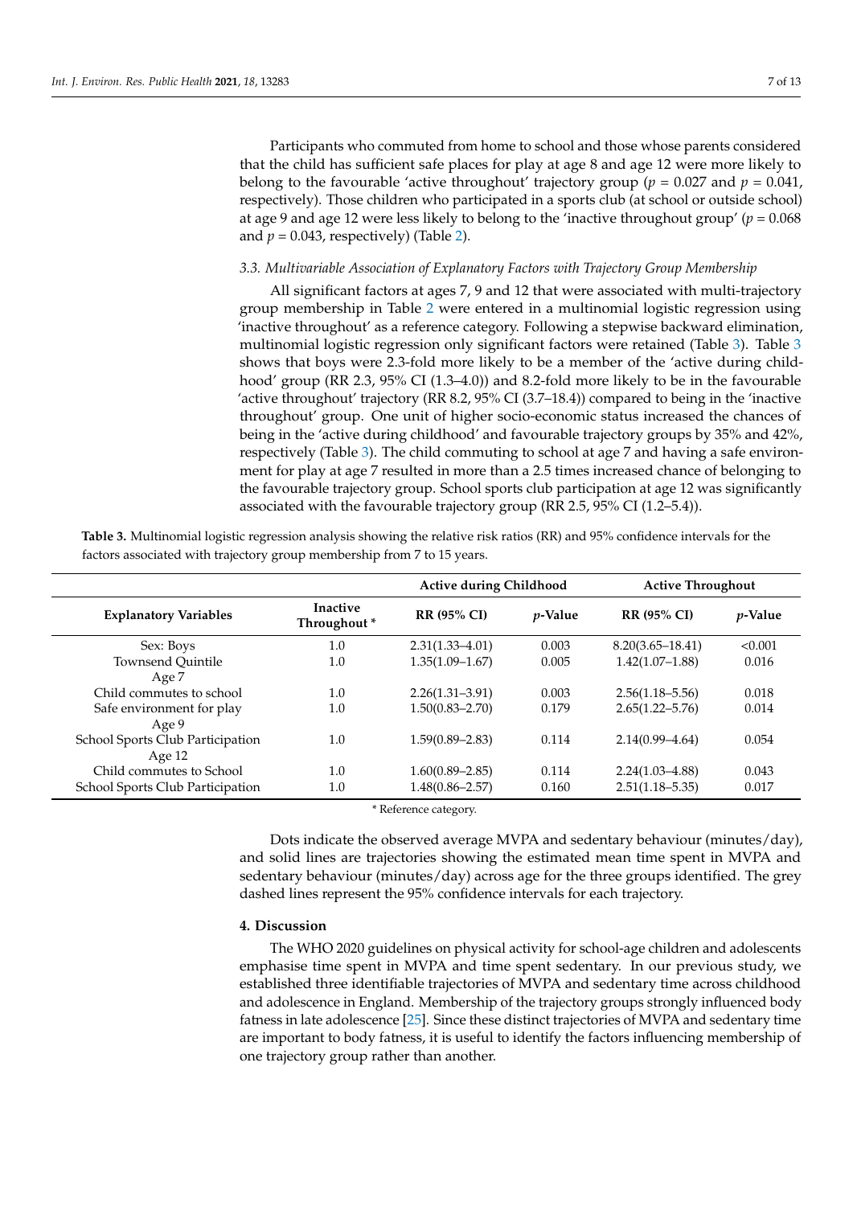Participants who commuted from home to school and those whose parents considered that the child has sufficient safe places for play at age 8 and age 12 were more likely to belong to the favourable 'active throughout' trajectory group ($p$ = 0.027 and $p$ = 0.041, respectively). Those children who participated in a sports club (at school or outside school) at age 9 and age 12 were less likely to belong to the 'inactive throughout group' ($p$ = 0.068 and $p$ = 0.043, respectively) (Table 2).

### *3.3. Multivariable Association of Explanatory Factors with Trajectory Group Membership*

All significant factors at ages 7, 9 and 12 that were associated with multi-trajectory group membership in Table 2 were entered in a multinomial logistic regression using 'inactive throughout' as a reference category. Following a stepwise backward elimination, multinomial logistic regression only significant factors were retained (Table 3). Table 3 shows that boys were 2.3-fold more likely to be a member of the 'active during childhood' group (RR 2.3, 95% CI (1.3–4.0)) and 8.2-fold more likely to be in the favourable 'active throughout' trajectory (RR 8.2, 95% CI (3.7–18.4)) compared to being in the 'inactive throughout' group. One unit of higher socio-economic status increased the chances of being in the 'active during childhood' and favourable trajectory groups by 35% and 42%, respectively (Table 3). The child commuting to school at age 7 and having a safe environment for play at age 7 resulted in more than a 2.5 times increased chance of belonging to the favourable trajectory group. School sports club participation at age 12 was significantly associated with the favourable trajectory group (RR 2.5, 95% CI (1.2–5.4)).

**Table 3.** Multinomial logistic regression analysis showing the relative risk ratios (RR) and 95% confidence intervals for the factors associated with trajectory group membership from 7 to 15 years.

| | | Active during Childhood | | Active Throughout | |
|---|---|---|---|---|---|
| **Explanatory Variables** | **Inactive Throughout *** | **RR (95% CI)** | ***p*-Value** | **RR (95% CI)** | ***p*-Value** |
| Sex: Boys | 1.0 | 2.31(1.33–4.01) | 0.003 | 8.20(3.65–18.41) | <0.001 |
| Townsend Quintile | 1.0 | 1.35(1.09–1.67) | 0.005 | 1.42(1.07–1.88) | 0.016 |
| Age 7 | | | | | |
| Child commutes to school | 1.0 | 2.26(1.31–3.91) | 0.003 | 2.56(1.18–5.56) | 0.018 |
| Safe environment for play | 1.0 | 1.50(0.83–2.70) | 0.179 | 2.65(1.22–5.76) | 0.014 |
| Age 9 | | | | | |
| School Sports Club Participation | 1.0 | 1.59(0.89–2.83) | 0.114 | 2.14(0.99–4.64) | 0.054 |
| Age 12 | | | | | |
| Child commutes to School | 1.0 | 1.60(0.89–2.85) | 0.114 | 2.24(1.03–4.88) | 0.043 |
| School Sports Club Participation | 1.0 | 1.48(0.86–2.57) | 0.160 | 2.51(1.18–5.35) | 0.017 |

\* Reference category.

Dots indicate the observed average MVPA and sedentary behaviour (minutes/day), and solid lines are trajectories showing the estimated mean time spent in MVPA and sedentary behaviour (minutes/day) across age for the three groups identified. The grey dashed lines represent the 95% confidence intervals for each trajectory.

## 4. Discussion

The WHO 2020 guidelines on physical activity for school-age children and adolescents emphasise time spent in MVPA and time spent sedentary. In our previous study, we established three identifiable trajectories of MVPA and sedentary time across childhood and adolescence in England. Membership of the trajectory groups strongly influenced body fatness in late adolescence [25]. Since these distinct trajectories of MVPA and sedentary time are important to body fatness, it is useful to identify the factors influencing membership of one trajectory group rather than another.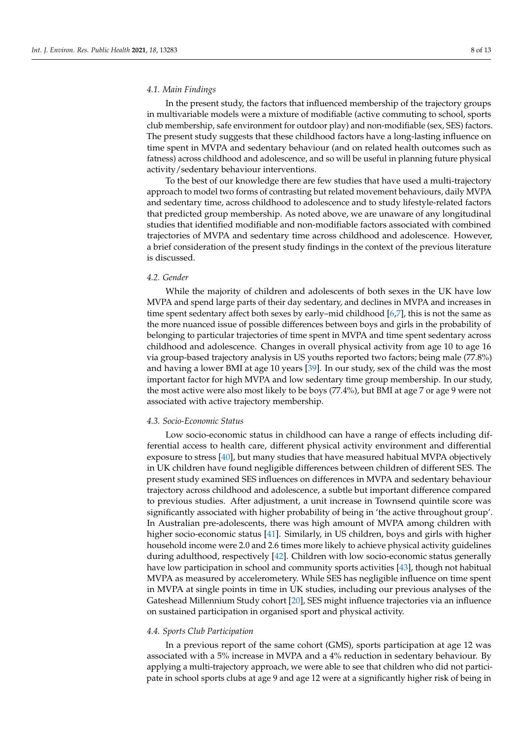### 4.1. Main Findings

In the present study, the factors that influenced membership of the trajectory groups in multivariable models were a mixture of modifiable (active commuting to school, sports club membership, safe environment for outdoor play) and non-modifiable (sex, SES) factors. The present study suggests that these childhood factors have a long-lasting influence on time spent in MVPA and sedentary behaviour (and on related health outcomes such as fatness) across childhood and adolescence, and so will be useful in planning future physical activity/sedentary behaviour interventions.

To the best of our knowledge there are few studies that have used a multi-trajectory approach to model two forms of contrasting but related movement behaviours, daily MVPA and sedentary time, across childhood to adolescence and to study lifestyle-related factors that predicted group membership. As noted above, we are unaware of any longitudinal studies that identified modifiable and non-modifiable factors associated with combined trajectories of MVPA and sedentary time across childhood and adolescence. However, a brief consideration of the present study findings in the context of the previous literature is discussed.

### 4.2. Gender

While the majority of children and adolescents of both sexes in the UK have low MVPA and spend large parts of their day sedentary, and declines in MVPA and increases in time spent sedentary affect both sexes by early–mid childhood [6,7], this is not the same as the more nuanced issue of possible differences between boys and girls in the probability of belonging to particular trajectories of time spent in MVPA and time spent sedentary across childhood and adolescence. Changes in overall physical activity from age 10 to age 16 via group-based trajectory analysis in US youths reported two factors; being male (77.8%) and having a lower BMI at age 10 years [39]. In our study, sex of the child was the most important factor for high MVPA and low sedentary time group membership. In our study, the most active were also most likely to be boys (77.4%), but BMI at age 7 or age 9 were not associated with active trajectory membership.

### 4.3. Socio-Economic Status

Low socio-economic status in childhood can have a range of effects including differential access to health care, different physical activity environment and differential exposure to stress [40], but many studies that have measured habitual MVPA objectively in UK children have found negligible differences between children of different SES. The present study examined SES influences on differences in MVPA and sedentary behaviour trajectory across childhood and adolescence, a subtle but important difference compared to previous studies. After adjustment, a unit increase in Townsend quintile score was significantly associated with higher probability of being in 'the active throughout group'. In Australian pre-adolescents, there was high amount of MVPA among children with higher socio-economic status [41]. Similarly, in US children, boys and girls with higher household income were 2.0 and 2.6 times more likely to achieve physical activity guidelines during adulthood, respectively [42]. Children with low socio-economic status generally have low participation in school and community sports activities [43], though not habitual MVPA as measured by accelerometery. While SES has negligible influence on time spent in MVPA at single points in time in UK studies, including our previous analyses of the Gateshead Millennium Study cohort [20], SES might influence trajectories via an influence on sustained participation in organised sport and physical activity.

### 4.4. Sports Club Participation

In a previous report of the same cohort (GMS), sports participation at age 12 was associated with a 5% increase in MVPA and a 4% reduction in sedentary behaviour. By applying a multi-trajectory approach, we were able to see that children who did not participate in school sports clubs at age 9 and age 12 were at a significantly higher risk of being in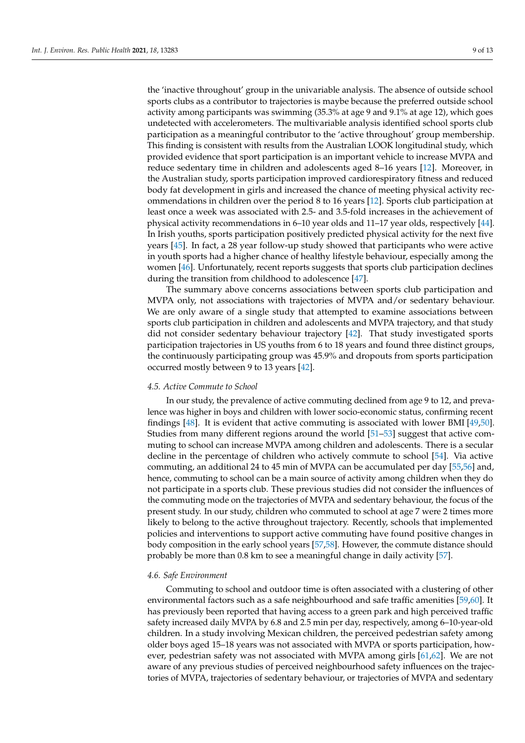the 'inactive throughout' group in the univariable analysis. The absence of outside school sports clubs as a contributor to trajectories is maybe because the preferred outside school activity among participants was swimming (35.3% at age 9 and 9.1% at age 12), which goes undetected with accelerometers. The multivariable analysis identified school sports club participation as a meaningful contributor to the 'active throughout' group membership. This finding is consistent with results from the Australian LOOK longitudinal study, which provided evidence that sport participation is an important vehicle to increase MVPA and reduce sedentary time in children and adolescents aged 8–16 years [12]. Moreover, in the Australian study, sports participation improved cardiorespiratory fitness and reduced body fat development in girls and increased the chance of meeting physical activity recommendations in children over the period 8 to 16 years [12]. Sports club participation at least once a week was associated with 2.5- and 3.5-fold increases in the achievement of physical activity recommendations in 6–10 year olds and 11–17 year olds, respectively [44]. In Irish youths, sports participation positively predicted physical activity for the next five years [45]. In fact, a 28 year follow-up study showed that participants who were active in youth sports had a higher chance of healthy lifestyle behaviour, especially among the women [46]. Unfortunately, recent reports suggests that sports club participation declines during the transition from childhood to adolescence [47].

The summary above concerns associations between sports club participation and MVPA only, not associations with trajectories of MVPA and/or sedentary behaviour. We are only aware of a single study that attempted to examine associations between sports club participation in children and adolescents and MVPA trajectory, and that study did not consider sedentary behaviour trajectory [42]. That study investigated sports participation trajectories in US youths from 6 to 18 years and found three distinct groups, the continuously participating group was 45.9% and dropouts from sports participation occurred mostly between 9 to 13 years [42].

### 4.5. Active Commute to School

In our study, the prevalence of active commuting declined from age 9 to 12, and prevalence was higher in boys and children with lower socio-economic status, confirming recent findings [48]. It is evident that active commuting is associated with lower BMI [49,50]. Studies from many different regions around the world [51–53] suggest that active commuting to school can increase MVPA among children and adolescents. There is a secular decline in the percentage of children who actively commute to school [54]. Via active commuting, an additional 24 to 45 min of MVPA can be accumulated per day [55,56] and, hence, commuting to school can be a main source of activity among children when they do not participate in a sports club. These previous studies did not consider the influences of the commuting mode on the trajectories of MVPA and sedentary behaviour, the focus of the present study. In our study, children who commuted to school at age 7 were 2 times more likely to belong to the active throughout trajectory. Recently, schools that implemented policies and interventions to support active commuting have found positive changes in body composition in the early school years [57,58]. However, the commute distance should probably be more than 0.8 km to see a meaningful change in daily activity [57].

### 4.6. Safe Environment

Commuting to school and outdoor time is often associated with a clustering of other environmental factors such as a safe neighbourhood and safe traffic amenities [59,60]. It has previously been reported that having access to a green park and high perceived traffic safety increased daily MVPA by 6.8 and 2.5 min per day, respectively, among 6–10-year-old children. In a study involving Mexican children, the perceived pedestrian safety among older boys aged 15–18 years was not associated with MVPA or sports participation, however, pedestrian safety was not associated with MVPA among girls [61,62]. We are not aware of any previous studies of perceived neighbourhood safety influences on the trajectories of MVPA, trajectories of sedentary behaviour, or trajectories of MVPA and sedentary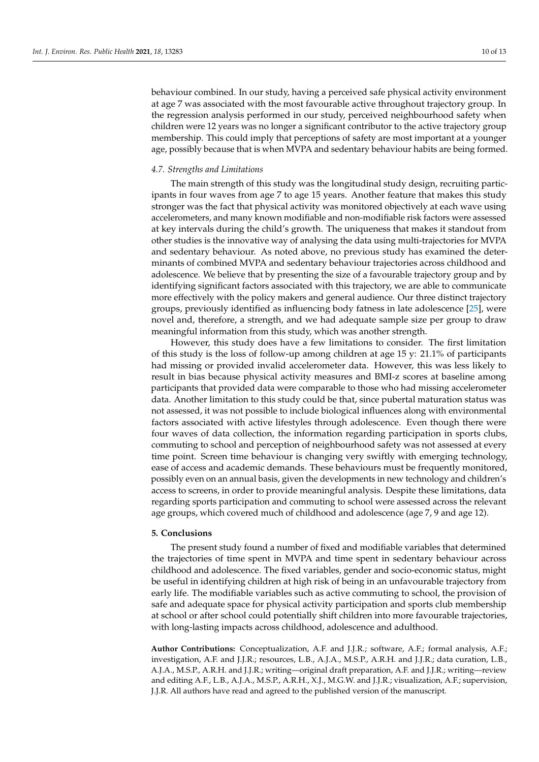behaviour combined. In our study, having a perceived safe physical activity environment at age 7 was associated with the most favourable active throughout trajectory group. In the regression analysis performed in our study, perceived neighbourhood safety when children were 12 years was no longer a significant contributor to the active trajectory group membership. This could imply that perceptions of safety are most important at a younger age, possibly because that is when MVPA and sedentary behaviour habits are being formed.

### *4.7. Strengths and Limitations*

The main strength of this study was the longitudinal study design, recruiting participants in four waves from age 7 to age 15 years. Another feature that makes this study stronger was the fact that physical activity was monitored objectively at each wave using accelerometers, and many known modifiable and non-modifiable risk factors were assessed at key intervals during the child's growth. The uniqueness that makes it standout from other studies is the innovative way of analysing the data using multi-trajectories for MVPA and sedentary behaviour. As noted above, no previous study has examined the determinants of combined MVPA and sedentary behaviour trajectories across childhood and adolescence. We believe that by presenting the size of a favourable trajectory group and by identifying significant factors associated with this trajectory, we are able to communicate more effectively with the policy makers and general audience. Our three distinct trajectory groups, previously identified as influencing body fatness in late adolescence [25], were novel and, therefore, a strength, and we had adequate sample size per group to draw meaningful information from this study, which was another strength.

However, this study does have a few limitations to consider. The first limitation of this study is the loss of follow-up among children at age 15 y: 21.1% of participants had missing or provided invalid accelerometer data. However, this was less likely to result in bias because physical activity measures and BMI-z scores at baseline among participants that provided data were comparable to those who had missing accelerometer data. Another limitation to this study could be that, since pubertal maturation status was not assessed, it was not possible to include biological influences along with environmental factors associated with active lifestyles through adolescence. Even though there were four waves of data collection, the information regarding participation in sports clubs, commuting to school and perception of neighbourhood safety was not assessed at every time point. Screen time behaviour is changing very swiftly with emerging technology, ease of access and academic demands. These behaviours must be frequently monitored, possibly even on an annual basis, given the developments in new technology and children's access to screens, in order to provide meaningful analysis. Despite these limitations, data regarding sports participation and commuting to school were assessed across the relevant age groups, which covered much of childhood and adolescence (age 7, 9 and age 12).

## 5. Conclusions

The present study found a number of fixed and modifiable variables that determined the trajectories of time spent in MVPA and time spent in sedentary behaviour across childhood and adolescence. The fixed variables, gender and socio-economic status, might be useful in identifying children at high risk of being in an unfavourable trajectory from early life. The modifiable variables such as active commuting to school, the provision of safe and adequate space for physical activity participation and sports club membership at school or after school could potentially shift children into more favourable trajectories, with long-lasting impacts across childhood, adolescence and adulthood.

**Author Contributions:** Conceptualization, A.F. and J.J.R.; software, A.F.; formal analysis, A.F.; investigation, A.F. and J.J.R.; resources, L.B., A.J.A., M.S.P., A.R.H. and J.J.R.; data curation, L.B., A.J.A., M.S.P., A.R.H. and J.J.R.; writing—original draft preparation, A.F. and J.J.R.; writing—review and editing A.F., L.B., A.J.A., M.S.P., A.R.H., X.J., M.G.W. and J.J.R.; visualization, A.F.; supervision, J.J.R. All authors have read and agreed to the published version of the manuscript.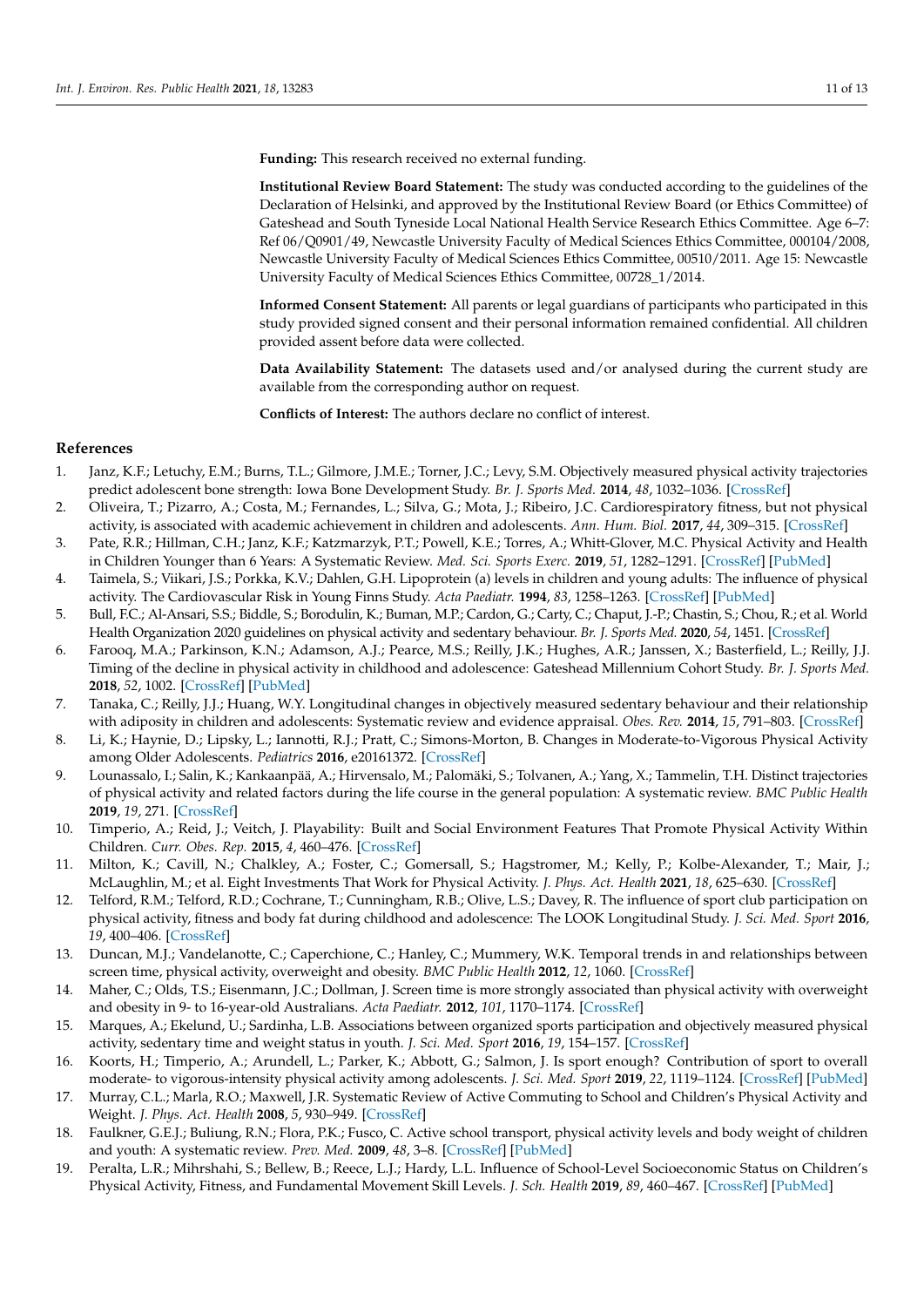**Funding:** This research received no external funding.

**Institutional Review Board Statement:** The study was conducted according to the guidelines of the Declaration of Helsinki, and approved by the Institutional Review Board (or Ethics Committee) of Gateshead and South Tyneside Local National Health Service Research Ethics Committee. Age 6–7: Ref 06/Q0901/49, Newcastle University Faculty of Medical Sciences Ethics Committee, 000104/2008, Newcastle University Faculty of Medical Sciences Ethics Committee, 00510/2011. Age 15: Newcastle University Faculty of Medical Sciences Ethics Committee, 00728_1/2014.

**Informed Consent Statement:** All parents or legal guardians of participants who participated in this study provided signed consent and their personal information remained confidential. All children provided assent before data were collected.

**Data Availability Statement:** The datasets used and/or analysed during the current study are available from the corresponding author on request.

**Conflicts of Interest:** The authors declare no conflict of interest.

## References

1. Janz, K.F.; Letuchy, E.M.; Burns, T.L.; Gilmore, J.M.E.; Torner, J.C.; Levy, S.M. Objectively measured physical activity trajectories predict adolescent bone strength: Iowa Bone Development Study. *Br. J. Sports Med.* **2014**, *48*, 1032–1036. [CrossRef]
2. Oliveira, T.; Pizarro, A.; Costa, M.; Fernandes, L.; Silva, G.; Mota, J.; Ribeiro, J.C. Cardiorespiratory fitness, but not physical activity, is associated with academic achievement in children and adolescents. *Ann. Hum. Biol.* **2017**, *44*, 309–315. [CrossRef]
3. Pate, R.R.; Hillman, C.H.; Janz, K.F.; Katzmarzyk, P.T.; Powell, K.E.; Torres, A.; Whitt-Glover, M.C. Physical Activity and Health in Children Younger than 6 Years: A Systematic Review. *Med. Sci. Sports Exerc.* **2019**, *51*, 1282–1291. [CrossRef] [PubMed]
4. Taimela, S.; Viikari, J.S.; Porkka, K.V.; Dahlen, G.H. Lipoprotein (a) levels in children and young adults: The influence of physical activity. The Cardiovascular Risk in Young Finns Study. *Acta Paediatr.* **1994**, *83*, 1258–1263. [CrossRef] [PubMed]
5. Bull, F.C.; Al-Ansari, S.S.; Biddle, S.; Borodulin, K.; Buman, M.P.; Cardon, G.; Carty, C.; Chaput, J.-P.; Chastin, S.; Chou, R.; et al. World Health Organization 2020 guidelines on physical activity and sedentary behaviour. *Br. J. Sports Med.* **2020**, *54*, 1451. [CrossRef]
6. Farooq, M.A.; Parkinson, K.N.; Adamson, A.J.; Pearce, M.S.; Reilly, J.K.; Hughes, A.R.; Janssen, X.; Basterfield, L.; Reilly, J.J. Timing of the decline in physical activity in childhood and adolescence: Gateshead Millennium Cohort Study. *Br. J. Sports Med.* **2018**, *52*, 1002. [CrossRef] [PubMed]
7. Tanaka, C.; Reilly, J.J.; Huang, W.Y. Longitudinal changes in objectively measured sedentary behaviour and their relationship with adiposity in children and adolescents: Systematic review and evidence appraisal. *Obes. Rev.* **2014**, *15*, 791–803. [CrossRef]
8. Li, K.; Haynie, D.; Lipsky, L.; Iannotti, R.J.; Pratt, C.; Simons-Morton, B. Changes in Moderate-to-Vigorous Physical Activity among Older Adolescents. *Pediatrics* **2016**, e20161372. [CrossRef]
9. Lounassalo, I.; Salin, K.; Kankaanpää, A.; Hirvensalo, M.; Palomäki, S.; Tolvanen, A.; Yang, X.; Tammelin, T.H. Distinct trajectories of physical activity and related factors during the life course in the general population: A systematic review. *BMC Public Health* **2019**, *19*, 271. [CrossRef]
10. Timperio, A.; Reid, J.; Veitch, J. Playability: Built and Social Environment Features That Promote Physical Activity Within Children. *Curr. Obes. Rep.* **2015**, *4*, 460–476. [CrossRef]
11. Milton, K.; Cavill, N.; Chalkley, A.; Foster, C.; Gomersall, S.; Hagstromer, M.; Kelly, P.; Kolbe-Alexander, T.; Mair, J.; McLaughlin, M.; et al. Eight Investments That Work for Physical Activity. *J. Phys. Act. Health* **2021**, *18*, 625–630. [CrossRef]
12. Telford, R.M.; Telford, R.D.; Cochrane, T.; Cunningham, R.B.; Olive, L.S.; Davey, R. The influence of sport club participation on physical activity, fitness and body fat during childhood and adolescence: The LOOK Longitudinal Study. *J. Sci. Med. Sport* **2016**, *19*, 400–406. [CrossRef]
13. Duncan, M.J.; Vandelanotte, C.; Caperchione, C.; Hanley, C.; Mummery, W.K. Temporal trends in and relationships between screen time, physical activity, overweight and obesity. *BMC Public Health* **2012**, *12*, 1060. [CrossRef]
14. Maher, C.; Olds, T.S.; Eisenmann, J.C.; Dollman, J. Screen time is more strongly associated than physical activity with overweight and obesity in 9- to 16-year-old Australians. *Acta Paediatr.* **2012**, *101*, 1170–1174. [CrossRef]
15. Marques, A.; Ekelund, U.; Sardinha, L.B. Associations between organized sports participation and objectively measured physical activity, sedentary time and weight status in youth. *J. Sci. Med. Sport* **2016**, *19*, 154–157. [CrossRef]
16. Koorts, H.; Timperio, A.; Arundell, L.; Parker, K.; Abbott, G.; Salmon, J. Is sport enough? Contribution of sport to overall moderate- to vigorous-intensity physical activity among adolescents. *J. Sci. Med. Sport* **2019**, *22*, 1119–1124. [CrossRef] [PubMed]
17. Murray, C.L.; Marla, R.O.; Maxwell, J.R. Systematic Review of Active Commuting to School and Children's Physical Activity and Weight. *J. Phys. Act. Health* **2008**, *5*, 930–949. [CrossRef]
18. Faulkner, G.E.J.; Buliung, R.N.; Flora, P.K.; Fusco, C. Active school transport, physical activity levels and body weight of children and youth: A systematic review. *Prev. Med.* **2009**, *48*, 3–8. [CrossRef] [PubMed]
19. Peralta, L.R.; Mihrshahi, S.; Bellew, B.; Reece, L.J.; Hardy, L.L. Influence of School-Level Socioeconomic Status on Children's Physical Activity, Fitness, and Fundamental Movement Skill Levels. *J. Sch. Health* **2019**, *89*, 460–467. [CrossRef] [PubMed]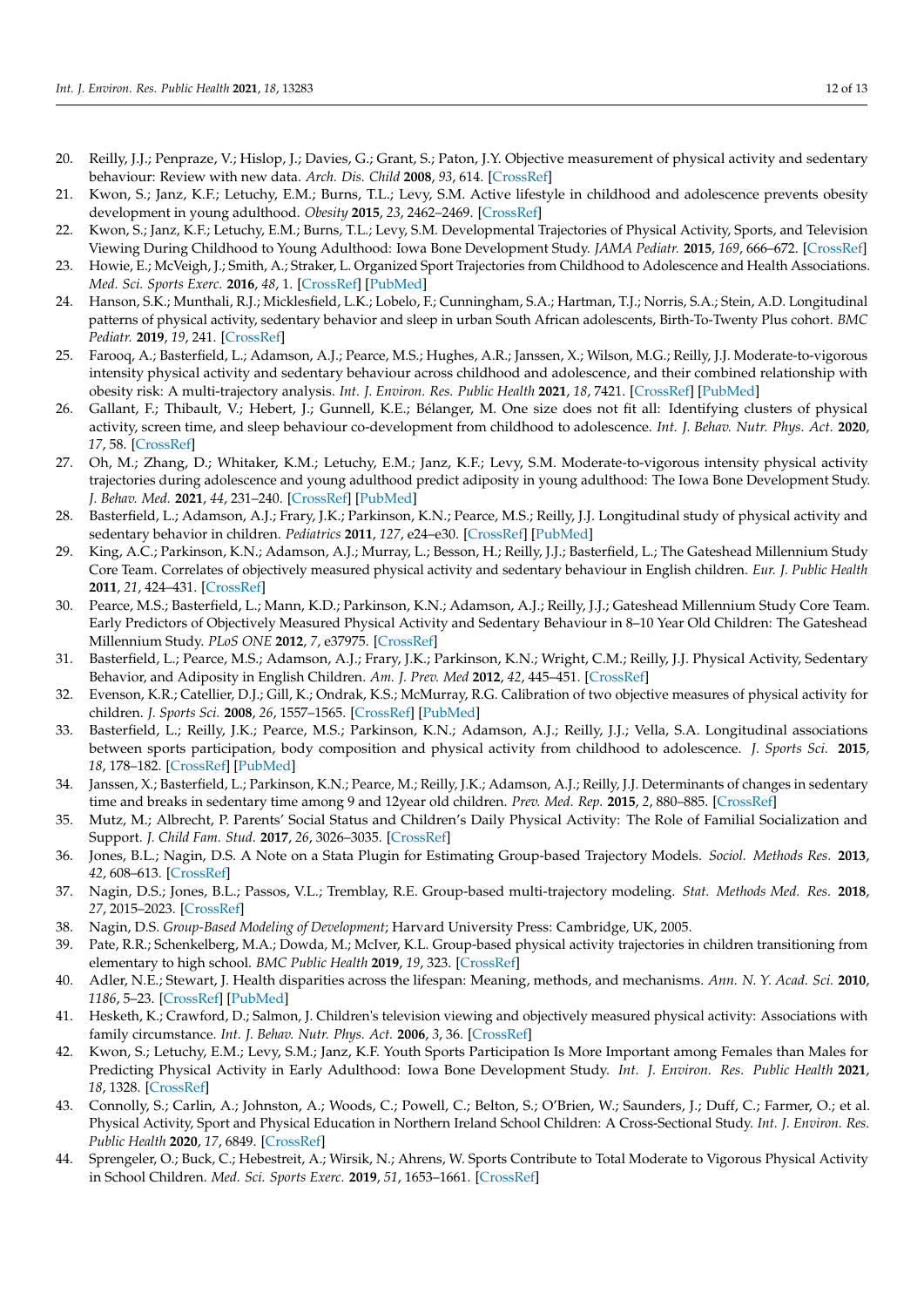20. Reilly, J.J.; Penpraze, V.; Hislop, J.; Davies, G.; Grant, S.; Paton, J.Y. Objective measurement of physical activity and sedentary behaviour: Review with new data. *Arch. Dis. Child* **2008**, *93*, 614. [CrossRef]
21. Kwon, S.; Janz, K.F.; Letuchy, E.M.; Burns, T.L.; Levy, S.M. Active lifestyle in childhood and adolescence prevents obesity development in young adulthood. *Obesity* **2015**, *23*, 2462–2469. [CrossRef]
22. Kwon, S.; Janz, K.F.; Letuchy, E.M.; Burns, T.L.; Levy, S.M. Developmental Trajectories of Physical Activity, Sports, and Television Viewing During Childhood to Young Adulthood: Iowa Bone Development Study. *JAMA Pediatr.* **2015**, *169*, 666–672. [CrossRef]
23. Howie, E.; McVeigh, J.; Smith, A.; Straker, L. Organized Sport Trajectories from Childhood to Adolescence and Health Associations. *Med. Sci. Sports Exerc.* **2016**, *48*, 1. [CrossRef] [PubMed]
24. Hanson, S.K.; Munthali, R.J.; Micklesfield, L.K.; Lobelo, F.; Cunningham, S.A.; Hartman, T.J.; Norris, S.A.; Stein, A.D. Longitudinal patterns of physical activity, sedentary behavior and sleep in urban South African adolescents, Birth-To-Twenty Plus cohort. *BMC Pediatr.* **2019**, *19*, 241. [CrossRef]
25. Farooq, A.; Basterfield, L.; Adamson, A.J.; Pearce, M.S.; Hughes, A.R.; Janssen, X.; Wilson, M.G.; Reilly, J.J. Moderate-to-vigorous intensity physical activity and sedentary behaviour across childhood and adolescence, and their combined relationship with obesity risk: A multi-trajectory analysis. *Int. J. Environ. Res. Public Health* **2021**, *18*, 7421. [CrossRef] [PubMed]
26. Gallant, F.; Thibault, V.; Hebert, J.; Gunnell, K.E.; Bélanger, M. One size does not fit all: Identifying clusters of physical activity, screen time, and sleep behaviour co-development from childhood to adolescence. *Int. J. Behav. Nutr. Phys. Act.* **2020**, *17*, 58. [CrossRef]
27. Oh, M.; Zhang, D.; Whitaker, K.M.; Letuchy, E.M.; Janz, K.F.; Levy, S.M. Moderate-to-vigorous intensity physical activity trajectories during adolescence and young adulthood predict adiposity in young adulthood: The Iowa Bone Development Study. *J. Behav. Med.* **2021**, *44*, 231–240. [CrossRef] [PubMed]
28. Basterfield, L.; Adamson, A.J.; Frary, J.K.; Parkinson, K.N.; Pearce, M.S.; Reilly, J.J. Longitudinal study of physical activity and sedentary behavior in children. *Pediatrics* **2011**, *127*, e24–e30. [CrossRef] [PubMed]
29. King, A.C.; Parkinson, K.N.; Adamson, A.J.; Murray, L.; Besson, H.; Reilly, J.J.; Basterfield, L.; The Gateshead Millennium Study Core Team. Correlates of objectively measured physical activity and sedentary behaviour in English children. *Eur. J. Public Health* **2011**, *21*, 424–431. [CrossRef]
30. Pearce, M.S.; Basterfield, L.; Mann, K.D.; Parkinson, K.N.; Adamson, A.J.; Reilly, J.J.; Gateshead Millennium Study Core Team. Early Predictors of Objectively Measured Physical Activity and Sedentary Behaviour in 8–10 Year Old Children: The Gateshead Millennium Study. *PLoS ONE* **2012**, *7*, e37975. [CrossRef]
31. Basterfield, L.; Pearce, M.S.; Adamson, A.J.; Frary, J.K.; Parkinson, K.N.; Wright, C.M.; Reilly, J.J. Physical Activity, Sedentary Behavior, and Adiposity in English Children. *Am. J. Prev. Med* **2012**, *42*, 445–451. [CrossRef]
32. Evenson, K.R.; Catellier, D.J.; Gill, K.; Ondrak, K.S.; McMurray, R.G. Calibration of two objective measures of physical activity for children. *J. Sports Sci.* **2008**, *26*, 1557–1565. [CrossRef] [PubMed]
33. Basterfield, L.; Reilly, J.K.; Pearce, M.S.; Parkinson, K.N.; Adamson, A.J.; Reilly, J.J.; Vella, S.A. Longitudinal associations between sports participation, body composition and physical activity from childhood to adolescence. *J. Sports Sci.* **2015**, *18*, 178–182. [CrossRef] [PubMed]
34. Janssen, X.; Basterfield, L.; Parkinson, K.N.; Pearce, M.; Reilly, J.K.; Adamson, A.J.; Reilly, J.J. Determinants of changes in sedentary time and breaks in sedentary time among 9 and 12year old children. *Prev. Med. Rep.* **2015**, *2*, 880–885. [CrossRef]
35. Mutz, M.; Albrecht, P. Parents' Social Status and Children's Daily Physical Activity: The Role of Familial Socialization and Support. *J. Child Fam. Stud.* **2017**, *26*, 3026–3035. [CrossRef]
36. Jones, B.L.; Nagin, D.S. A Note on a Stata Plugin for Estimating Group-based Trajectory Models. *Sociol. Methods Res.* **2013**, *42*, 608–613. [CrossRef]
37. Nagin, D.S.; Jones, B.L.; Passos, V.L.; Tremblay, R.E. Group-based multi-trajectory modeling. *Stat. Methods Med. Res.* **2018**, *27*, 2015–2023. [CrossRef]
38. Nagin, D.S. *Group-Based Modeling of Development*; Harvard University Press: Cambridge, UK, 2005.
39. Pate, R.R.; Schenkelberg, M.A.; Dowda, M.; McIver, K.L. Group-based physical activity trajectories in children transitioning from elementary to high school. *BMC Public Health* **2019**, *19*, 323. [CrossRef]
40. Adler, N.E.; Stewart, J. Health disparities across the lifespan: Meaning, methods, and mechanisms. *Ann. N. Y. Acad. Sci.* **2010**, *1186*, 5–23. [CrossRef] [PubMed]
41. Hesketh, K.; Crawford, D.; Salmon, J. Children's television viewing and objectively measured physical activity: Associations with family circumstance. *Int. J. Behav. Nutr. Phys. Act.* **2006**, *3*, 36. [CrossRef]
42. Kwon, S.; Letuchy, E.M.; Levy, S.M.; Janz, K.F. Youth Sports Participation Is More Important among Females than Males for Predicting Physical Activity in Early Adulthood: Iowa Bone Development Study. *Int. J. Environ. Res. Public Health* **2021**, *18*, 1328. [CrossRef]
43. Connolly, S.; Carlin, A.; Johnston, A.; Woods, C.; Powell, C.; Belton, S.; O'Brien, W.; Saunders, J.; Duff, C.; Farmer, O.; et al. Physical Activity, Sport and Physical Education in Northern Ireland School Children: A Cross-Sectional Study. *Int. J. Environ. Res. Public Health* **2020**, *17*, 6849. [CrossRef]
44. Sprengeler, O.; Buck, C.; Hebestreit, A.; Wirsik, N.; Ahrens, W. Sports Contribute to Total Moderate to Vigorous Physical Activity in School Children. *Med. Sci. Sports Exerc.* **2019**, *51*, 1653–1661. [CrossRef]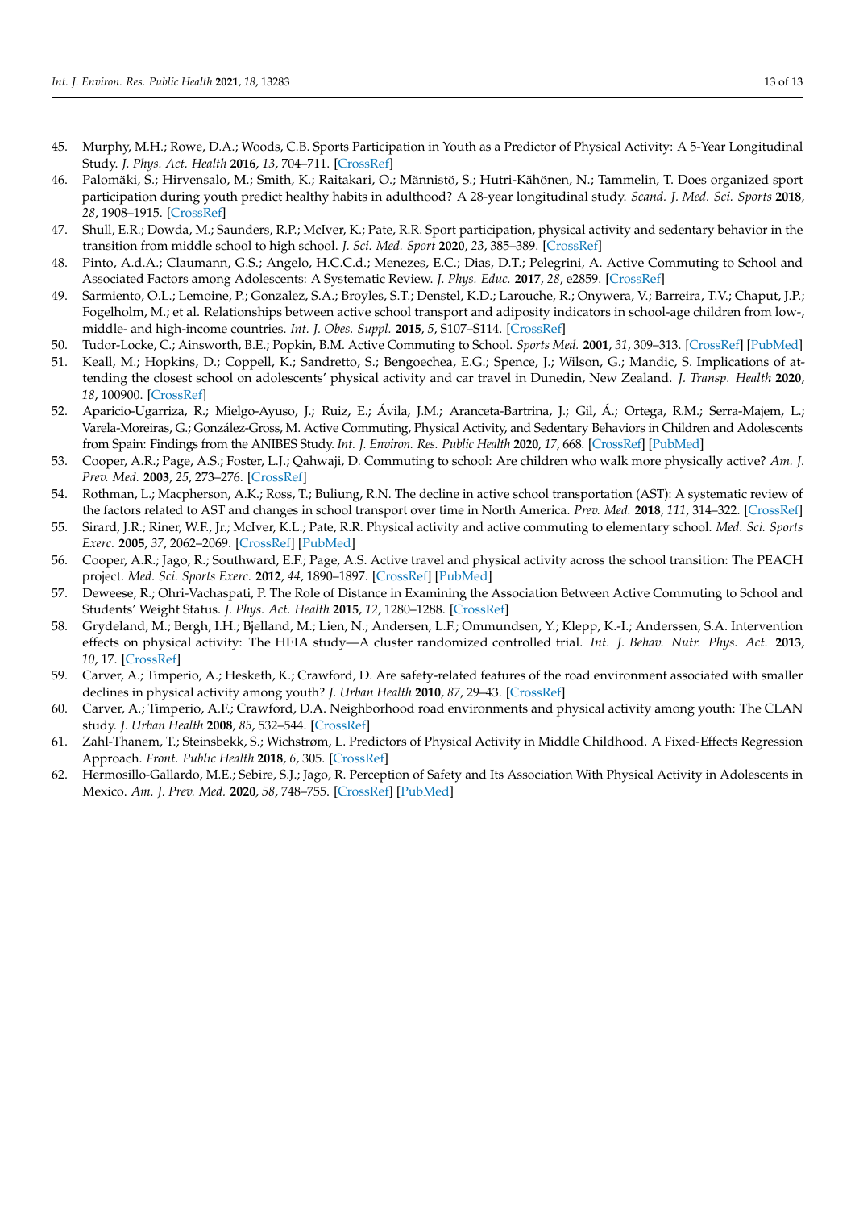45. Murphy, M.H.; Rowe, D.A.; Woods, C.B. Sports Participation in Youth as a Predictor of Physical Activity: A 5-Year Longitudinal Study. *J. Phys. Act. Health* **2016**, *13*, 704–711. [CrossRef]
46. Palomäki, S.; Hirvensalo, M.; Smith, K.; Raitakari, O.; Männistö, S.; Hutri-Kähönen, N.; Tammelin, T. Does organized sport participation during youth predict healthy habits in adulthood? A 28-year longitudinal study. *Scand. J. Med. Sci. Sports* **2018**, *28*, 1908–1915. [CrossRef]
47. Shull, E.R.; Dowda, M.; Saunders, R.P.; McIver, K.; Pate, R.R. Sport participation, physical activity and sedentary behavior in the transition from middle school to high school. *J. Sci. Med. Sport* **2020**, *23*, 385–389. [CrossRef]
48. Pinto, A.d.A.; Claumann, G.S.; Angelo, H.C.C.d.; Menezes, E.C.; Dias, D.T.; Pelegrini, A. Active Commuting to School and Associated Factors among Adolescents: A Systematic Review. *J. Phys. Educ.* **2017**, *28*, e2859. [CrossRef]
49. Sarmiento, O.L.; Lemoine, P.; Gonzalez, S.A.; Broyles, S.T.; Denstel, K.D.; Larouche, R.; Onywera, V.; Barreira, T.V.; Chaput, J.P.; Fogelholm, M.; et al. Relationships between active school transport and adiposity indicators in school-age children from low-, middle- and high-income countries. *Int. J. Obes. Suppl.* **2015**, *5*, S107–S114. [CrossRef]
50. Tudor-Locke, C.; Ainsworth, B.E.; Popkin, B.M. Active Commuting to School. *Sports Med.* **2001**, *31*, 309–313. [CrossRef] [PubMed]
51. Keall, M.; Hopkins, D.; Coppell, K.; Sandretto, S.; Bengoechea, E.G.; Spence, J.; Wilson, G.; Mandic, S. Implications of attending the closest school on adolescents' physical activity and car travel in Dunedin, New Zealand. *J. Transp. Health* **2020**, *18*, 100900. [CrossRef]
52. Aparicio-Ugarriza, R.; Mielgo-Ayuso, J.; Ruiz, E.; Ávila, J.M.; Aranceta-Bartrina, J.; Gil, Á.; Ortega, R.M.; Serra-Majem, L.; Varela-Moreiras, G.; González-Gross, M. Active Commuting, Physical Activity, and Sedentary Behaviors in Children and Adolescents from Spain: Findings from the ANIBES Study. *Int. J. Environ. Res. Public Health* **2020**, *17*, 668. [CrossRef] [PubMed]
53. Cooper, A.R.; Page, A.S.; Foster, L.J.; Qahwaji, D. Commuting to school: Are children who walk more physically active? *Am. J. Prev. Med.* **2003**, *25*, 273–276. [CrossRef]
54. Rothman, L.; Macpherson, A.K.; Ross, T.; Buliung, R.N. The decline in active school transportation (AST): A systematic review of the factors related to AST and changes in school transport over time in North America. *Prev. Med.* **2018**, *111*, 314–322. [CrossRef]
55. Sirard, J.R.; Riner, W.F., Jr.; McIver, K.L.; Pate, R.R. Physical activity and active commuting to elementary school. *Med. Sci. Sports Exerc.* **2005**, *37*, 2062–2069. [CrossRef] [PubMed]
56. Cooper, A.R.; Jago, R.; Southward, E.F.; Page, A.S. Active travel and physical activity across the school transition: The PEACH project. *Med. Sci. Sports Exerc.* **2012**, *44*, 1890–1897. [CrossRef] [PubMed]
57. Deweese, R.; Ohri-Vachaspati, P. The Role of Distance in Examining the Association Between Active Commuting to School and Students' Weight Status. *J. Phys. Act. Health* **2015**, *12*, 1280–1288. [CrossRef]
58. Grydeland, M.; Bergh, I.H.; Bjelland, M.; Lien, N.; Andersen, L.F.; Ommundsen, Y.; Klepp, K.-I.; Anderssen, S.A. Intervention effects on physical activity: The HEIA study—A cluster randomized controlled trial. *Int. J. Behav. Nutr. Phys. Act.* **2013**, *10*, 17. [CrossRef]
59. Carver, A.; Timperio, A.; Hesketh, K.; Crawford, D. Are safety-related features of the road environment associated with smaller declines in physical activity among youth? *J. Urban Health* **2010**, *87*, 29–43. [CrossRef]
60. Carver, A.; Timperio, A.F.; Crawford, D.A. Neighborhood road environments and physical activity among youth: The CLAN study. *J. Urban Health* **2008**, *85*, 532–544. [CrossRef]
61. Zahl-Thanem, T.; Steinsbekk, S.; Wichstrøm, L. Predictors of Physical Activity in Middle Childhood. A Fixed-Effects Regression Approach. *Front. Public Health* **2018**, *6*, 305. [CrossRef]
62. Hermosillo-Gallardo, M.E.; Sebire, S.J.; Jago, R. Perception of Safety and Its Association With Physical Activity in Adolescents in Mexico. *Am. J. Prev. Med.* **2020**, *58*, 748–755. [CrossRef] [PubMed]